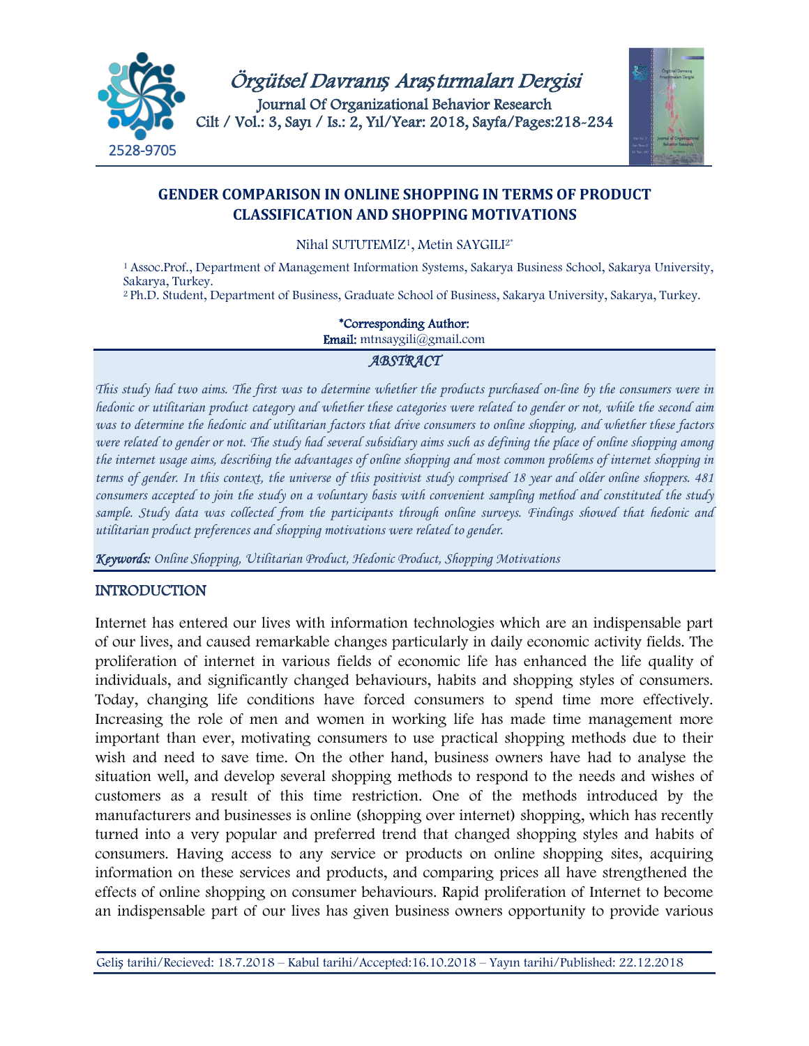# GENDER COMPARISON IN ONLINE SHOPPING IN TERMS OF PRODUCT CLASSIFICATION AND SHOPPING MOTIVATIONS

Nihal SUTUTEMİZ[1], Metin SAYGILI[2*]

[1] Assoc.Prof., Department of Management Information Systems, Sakarya Business School, Sakarya University, Sakarya, Turkey.
[2] Ph.D. Student, Department of Business, Graduate School of Business, Sakarya University, Sakarya, Turkey.

**\*Corresponding Author:**
**Email:** mtnsaygili@gmail.com

## *ABSTRACT*

*This study had two aims. The first was to determine whether the products purchased on-line by the consumers were in hedonic or utilitarian product category and whether these categories were related to gender or not, while the second aim was to determine the hedonic and utilitarian factors that drive consumers to online shopping, and whether these factors were related to gender or not. The study had several subsidiary aims such as defining the place of online shopping among the internet usage aims, describing the advantages of online shopping and most common problems of internet shopping in terms of gender. In this context, the universe of this positivist study comprised 18 year and older online shoppers. 481 consumers accepted to join the study on a voluntary basis with convenient sampling method and constituted the study sample. Study data was collected from the participants through online surveys. Findings showed that hedonic and utilitarian product preferences and shopping motivations were related to gender.*

***Keywords:*** *Online Shopping, Utilitarian Product, Hedonic Product, Shopping Motivations*

## INTRODUCTION

Internet has entered our lives with information technologies which are an indispensable part of our lives, and caused remarkable changes particularly in daily economic activity fields. The proliferation of internet in various fields of economic life has enhanced the life quality of individuals, and significantly changed behaviours, habits and shopping styles of consumers. Today, changing life conditions have forced consumers to spend time more effectively. Increasing the role of men and women in working life has made time management more important than ever, motivating consumers to use practical shopping methods due to their wish and need to save time. On the other hand, business owners have had to analyse the situation well, and develop several shopping methods to respond to the needs and wishes of customers as a result of this time restriction. One of the methods introduced by the manufacturers and businesses is online (shopping over internet) shopping, which has recently turned into a very popular and preferred trend that changed shopping styles and habits of consumers. Having access to any service or products on online shopping sites, acquiring information on these services and products, and comparing prices all have strengthened the effects of online shopping on consumer behaviours. Rapid proliferation of Internet to become an indispensable part of our lives has given business owners opportunity to provide various

Geliş tarihi/Recieved: 18.7.2018 – Kabul tarihi/Accepted:16.10.2018 – Yayın tarihi/Published: 22.12.2018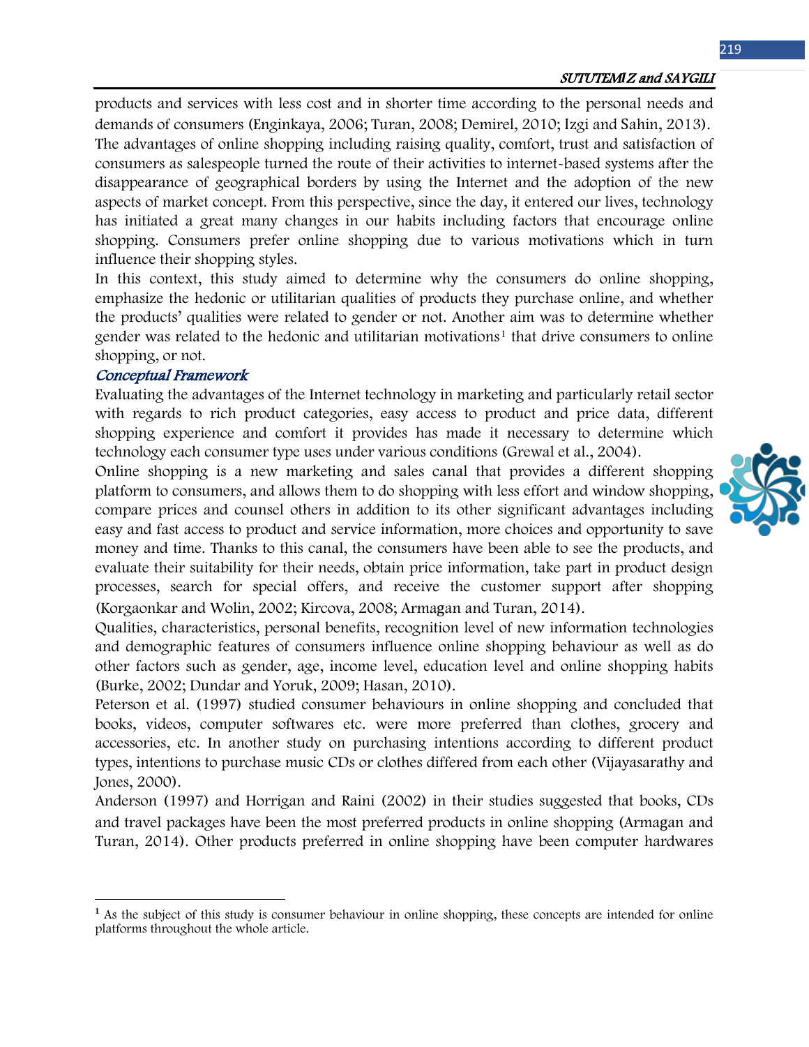products and services with less cost and in shorter time according to the personal needs and demands of consumers (Enginkaya, 2006; Turan, 2008; Demirel, 2010; Izgi and Sahin, 2013). The advantages of online shopping including raising quality, comfort, trust and satisfaction of consumers as salespeople turned the route of their activities to internet-based systems after the disappearance of geographical borders by using the Internet and the adoption of the new aspects of market concept. From this perspective, since the day, it entered our lives, technology has initiated a great many changes in our habits including factors that encourage online shopping. Consumers prefer online shopping due to various motivations which in turn influence their shopping styles.

In this context, this study aimed to determine why the consumers do online shopping, emphasize the hedonic or utilitarian qualities of products they purchase online, and whether the products' qualities were related to gender or not. Another aim was to determine whether gender was related to the hedonic and utilitarian motivations[1] that drive consumers to online shopping, or not.

## Conceptual Framework

Evaluating the advantages of the Internet technology in marketing and particularly retail sector with regards to rich product categories, easy access to product and price data, different shopping experience and comfort it provides has made it necessary to determine which technology each consumer type uses under various conditions (Grewal et al., 2004).

Online shopping is a new marketing and sales canal that provides a different shopping platform to consumers, and allows them to do shopping with less effort and window shopping, compare prices and counsel others in addition to its other significant advantages including easy and fast access to product and service information, more choices and opportunity to save money and time. Thanks to this canal, the consumers have been able to see the products, and evaluate their suitability for their needs, obtain price information, take part in product design processes, search for special offers, and receive the customer support after shopping (Korgaonkar and Wolin, 2002; Kircova, 2008; Armagan and Turan, 2014).

Qualities, characteristics, personal benefits, recognition level of new information technologies and demographic features of consumers influence online shopping behaviour as well as do other factors such as gender, age, income level, education level and online shopping habits (Burke, 2002; Dundar and Yoruk, 2009; Hasan, 2010).

Peterson et al. (1997) studied consumer behaviours in online shopping and concluded that books, videos, computer softwares etc. were more preferred than clothes, grocery and accessories, etc. In another study on purchasing intentions according to different product types, intentions to purchase music CDs or clothes differed from each other (Vijayasarathy and Jones, 2000).

Anderson (1997) and Horrigan and Raini (2002) in their studies suggested that books, CDs and travel packages have been the most preferred products in online shopping (Armagan and Turan, 2014). Other products preferred in online shopping have been computer hardwares

---

[1] As the subject of this study is consumer behaviour in online shopping, these concepts are intended for online platforms throughout the whole article.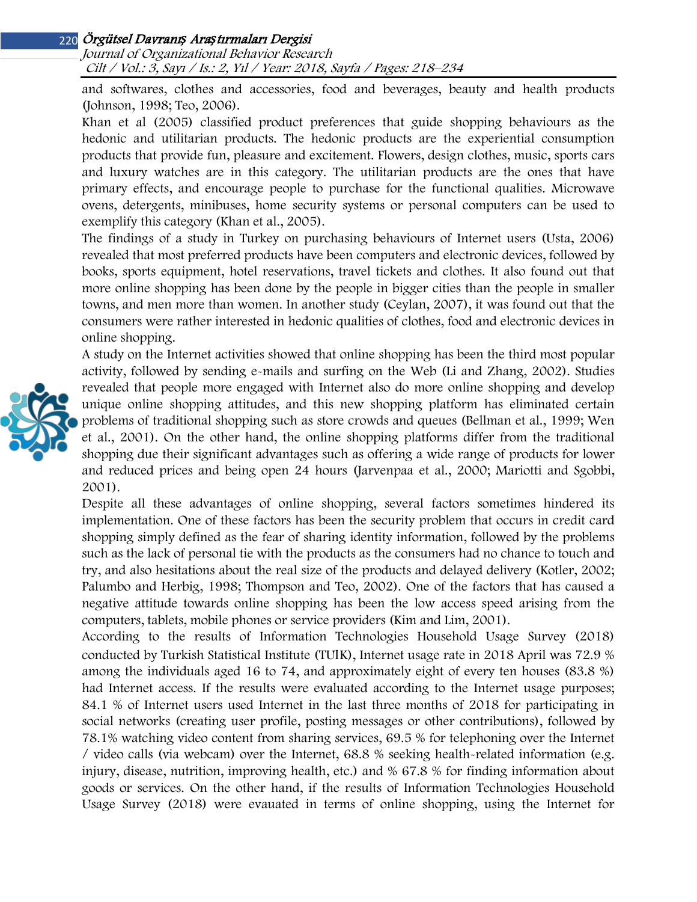and softwares, clothes and accessories, food and beverages, beauty and health products (Johnson, 1998; Teo, 2006).

Khan et al (2005) classified product preferences that guide shopping behaviours as the hedonic and utilitarian products. The hedonic products are the experiential consumption products that provide fun, pleasure and excitement. Flowers, design clothes, music, sports cars and luxury watches are in this category. The utilitarian products are the ones that have primary effects, and encourage people to purchase for the functional qualities. Microwave ovens, detergents, minibuses, home security systems or personal computers can be used to exemplify this category (Khan et al., 2005).

The findings of a study in Turkey on purchasing behaviours of Internet users (Usta, 2006) revealed that most preferred products have been computers and electronic devices, followed by books, sports equipment, hotel reservations, travel tickets and clothes. It also found out that more online shopping has been done by the people in bigger cities than the people in smaller towns, and men more than women. In another study (Ceylan, 2007), it was found out that the consumers were rather interested in hedonic qualities of clothes, food and electronic devices in online shopping.

A study on the Internet activities showed that online shopping has been the third most popular activity, followed by sending e-mails and surfing on the Web (Li and Zhang, 2002). Studies revealed that people more engaged with Internet also do more online shopping and develop unique online shopping attitudes, and this new shopping platform has eliminated certain problems of traditional shopping such as store crowds and queues (Bellman et al., 1999; Wen et al., 2001). On the other hand, the online shopping platforms differ from the traditional shopping due their significant advantages such as offering a wide range of products for lower and reduced prices and being open 24 hours (Jarvenpaa et al., 2000; Mariotti and Sgobbi, 2001).

Despite all these advantages of online shopping, several factors sometimes hindered its implementation. One of these factors has been the security problem that occurs in credit card shopping simply defined as the fear of sharing identity information, followed by the problems such as the lack of personal tie with the products as the consumers had no chance to touch and try, and also hesitations about the real size of the products and delayed delivery (Kotler, 2002; Palumbo and Herbig, 1998; Thompson and Teo, 2002). One of the factors that has caused a negative attitude towards online shopping has been the low access speed arising from the computers, tablets, mobile phones or service providers (Kim and Lim, 2001).

According to the results of Information Technologies Household Usage Survey (2018) conducted by Turkish Statistical Institute (TUIK), Internet usage rate in 2018 April was 72.9 % among the individuals aged 16 to 74, and approximately eight of every ten houses (83.8 %) had Internet access. If the results were evaluated according to the Internet usage purposes; 84.1 % of Internet users used Internet in the last three months of 2018 for participating in social networks (creating user profile, posting messages or other contributions), followed by 78.1% watching video content from sharing services, 69.5 % for telephoning over the Internet / video calls (via webcam) over the Internet, 68.8 % seeking health-related information (e.g. injury, disease, nutrition, improving health, etc.) and % 67.8 % for finding information about goods or services. On the other hand, if the results of Information Technologies Household Usage Survey (2018) were evauated in terms of online shopping, using the Internet for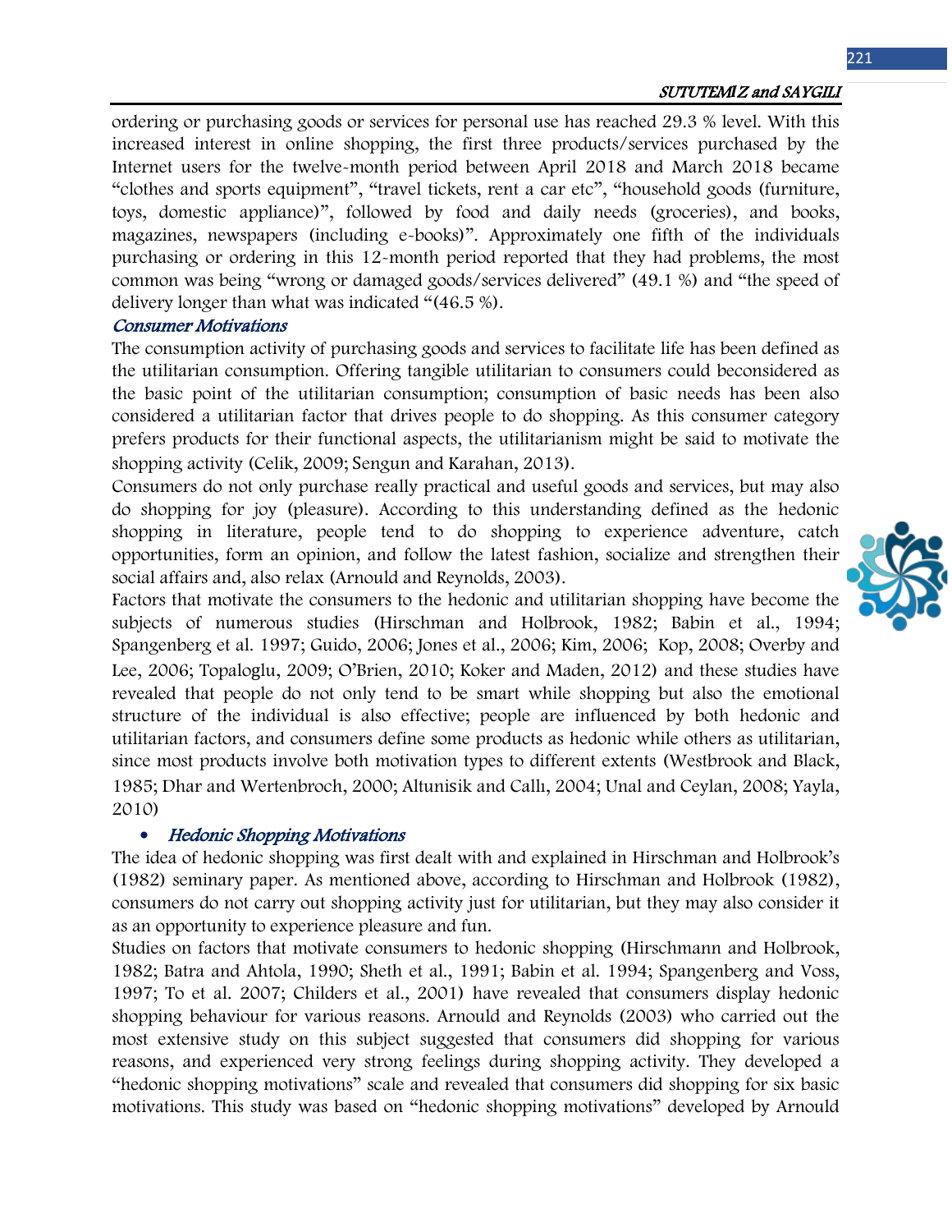ordering or purchasing goods or services for personal use has reached 29.3 % level. With this increased interest in online shopping, the first three products/services purchased by the Internet users for the twelve-month period between April 2018 and March 2018 became "clothes and sports equipment", "travel tickets, rent a car etc", "household goods (furniture, toys, domestic appliance)", followed by food and daily needs (groceries), and books, magazines, newspapers (including e-books)". Approximately one fifth of the individuals purchasing or ordering in this 12-month period reported that they had problems, the most common was being "wrong or damaged goods/services delivered" (49.1 %) and "the speed of delivery longer than what was indicated "(46.5 %).

### *Consumer Motivations*

The consumption activity of purchasing goods and services to facilitate life has been defined as the utilitarian consumption. Offering tangible utilitarian to consumers could beconsidered as the basic point of the utilitarian consumption; consumption of basic needs has been also considered a utilitarian factor that drives people to do shopping. As this consumer category prefers products for their functional aspects, the utilitarianism might be said to motivate the shopping activity (Celik, 2009; Sengun and Karahan, 2013).

Consumers do not only purchase really practical and useful goods and services, but may also do shopping for joy (pleasure). According to this understanding defined as the hedonic shopping in literature, people tend to do shopping to experience adventure, catch opportunities, form an opinion, and follow the latest fashion, socialize and strengthen their social affairs and, also relax (Arnould and Reynolds, 2003).

Factors that motivate the consumers to the hedonic and utilitarian shopping have become the subjects of numerous studies (Hirschman and Holbrook, 1982; Babin et al., 1994; Spangenberg et al. 1997; Guido, 2006; Jones et al., 2006; Kim, 2006; Kop, 2008; Overby and Lee, 2006; Topaloglu, 2009; O'Brien, 2010; Koker and Maden, 2012) and these studies have revealed that people do not only tend to be smart while shopping but also the emotional structure of the individual is also effective; people are influenced by both hedonic and utilitarian factors, and consumers define some products as hedonic while others as utilitarian, since most products involve both motivation types to different extents (Westbrook and Black, 1985; Dhar and Wertenbroch, 2000; Altunisik and Callı, 2004; Unal and Ceylan, 2008; Yayla, 2010)

- ***Hedonic Shopping Motivations***

The idea of hedonic shopping was first dealt with and explained in Hirschman and Holbrook's (1982) seminary paper. As mentioned above, according to Hirschman and Holbrook (1982), consumers do not carry out shopping activity just for utilitarian, but they may also consider it as an opportunity to experience pleasure and fun.

Studies on factors that motivate consumers to hedonic shopping (Hirschmann and Holbrook, 1982; Batra and Ahtola, 1990; Sheth et al., 1991; Babin et al. 1994; Spangenberg and Voss, 1997; To et al. 2007; Childers et al., 2001) have revealed that consumers display hedonic shopping behaviour for various reasons. Arnould and Reynolds (2003) who carried out the most extensive study on this subject suggested that consumers did shopping for various reasons, and experienced very strong feelings during shopping activity. They developed a "hedonic shopping motivations" scale and revealed that consumers did shopping for six basic motivations. This study was based on "hedonic shopping motivations" developed by Arnould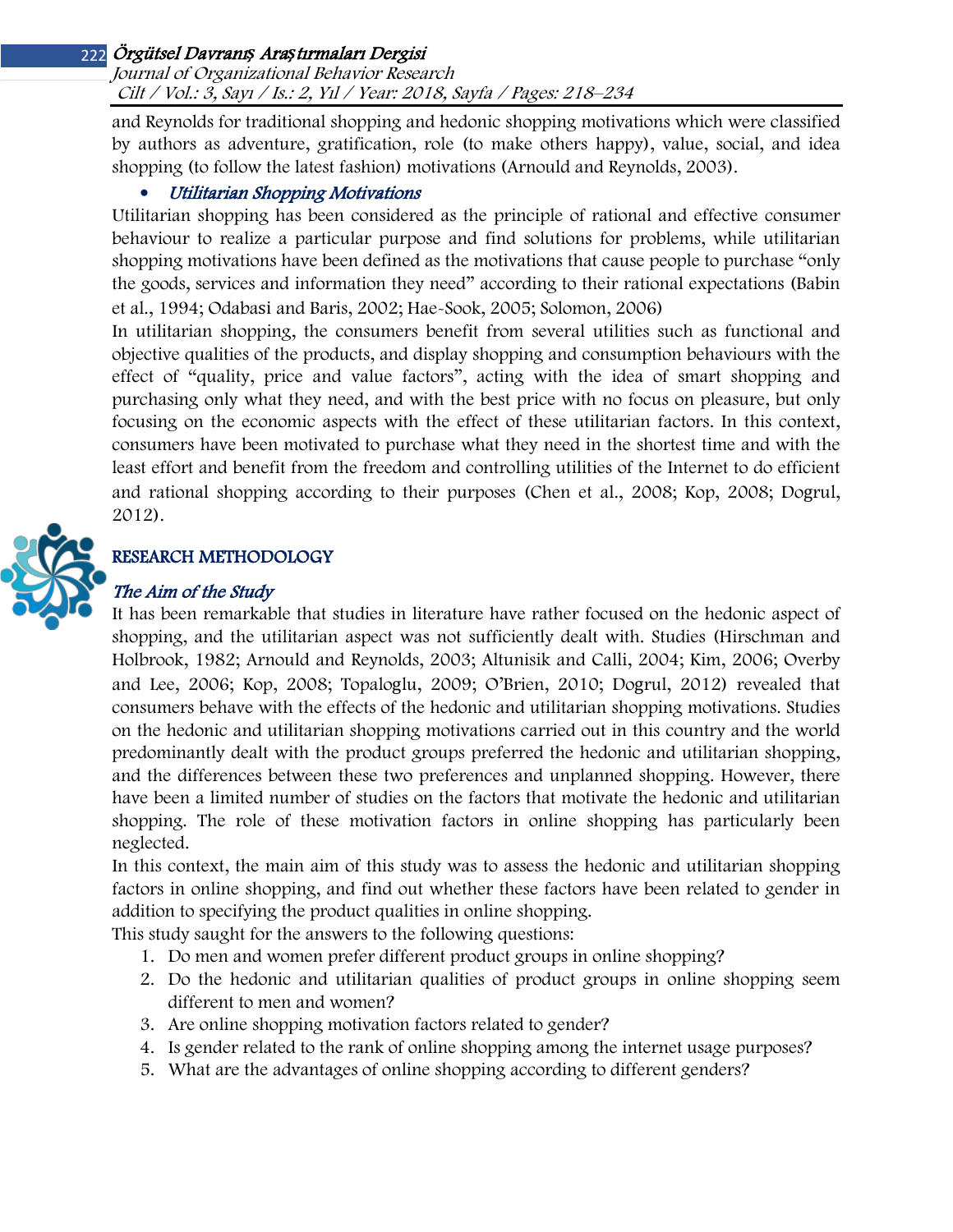and Reynolds for traditional shopping and hedonic shopping motivations which were classified by authors as adventure, gratification, role (to make others happy), value, social, and idea shopping (to follow the latest fashion) motivations (Arnould and Reynolds, 2003).

- ***Utilitarian Shopping Motivations***

Utilitarian shopping has been considered as the principle of rational and effective consumer behaviour to realize a particular purpose and find solutions for problems, while utilitarian shopping motivations have been defined as the motivations that cause people to purchase "only the goods, services and information they need" according to their rational expectations (Babin et al., 1994; Odabasi and Baris, 2002; Hae-Sook, 2005; Solomon, 2006)

In utilitarian shopping, the consumers benefit from several utilities such as functional and objective qualities of the products, and display shopping and consumption behaviours with the effect of "quality, price and value factors", acting with the idea of smart shopping and purchasing only what they need, and with the best price with no focus on pleasure, but only focusing on the economic aspects with the effect of these utilitarian factors. In this context, consumers have been motivated to purchase what they need in the shortest time and with the least effort and benefit from the freedom and controlling utilities of the Internet to do efficient and rational shopping according to their purposes (Chen et al., 2008; Kop, 2008; Dogrul, 2012).

## RESEARCH METHODOLOGY

### *The Aim of the Study*

It has been remarkable that studies in literature have rather focused on the hedonic aspect of shopping, and the utilitarian aspect was not sufficiently dealt with. Studies (Hirschman and Holbrook, 1982; Arnould and Reynolds, 2003; Altunisik and Calli, 2004; Kim, 2006; Overby and Lee, 2006; Kop, 2008; Topaloglu, 2009; O'Brien, 2010; Dogrul, 2012) revealed that consumers behave with the effects of the hedonic and utilitarian shopping motivations. Studies on the hedonic and utilitarian shopping motivations carried out in this country and the world predominantly dealt with the product groups preferred the hedonic and utilitarian shopping, and the differences between these two preferences and unplanned shopping. However, there have been a limited number of studies on the factors that motivate the hedonic and utilitarian shopping. The role of these motivation factors in online shopping has particularly been neglected.

In this context, the main aim of this study was to assess the hedonic and utilitarian shopping factors in online shopping, and find out whether these factors have been related to gender in addition to specifying the product qualities in online shopping.

This study saught for the answers to the following questions:

1. Do men and women prefer different product groups in online shopping?
2. Do the hedonic and utilitarian qualities of product groups in online shopping seem different to men and women?
3. Are online shopping motivation factors related to gender?
4. Is gender related to the rank of online shopping among the internet usage purposes?
5. What are the advantages of online shopping according to different genders?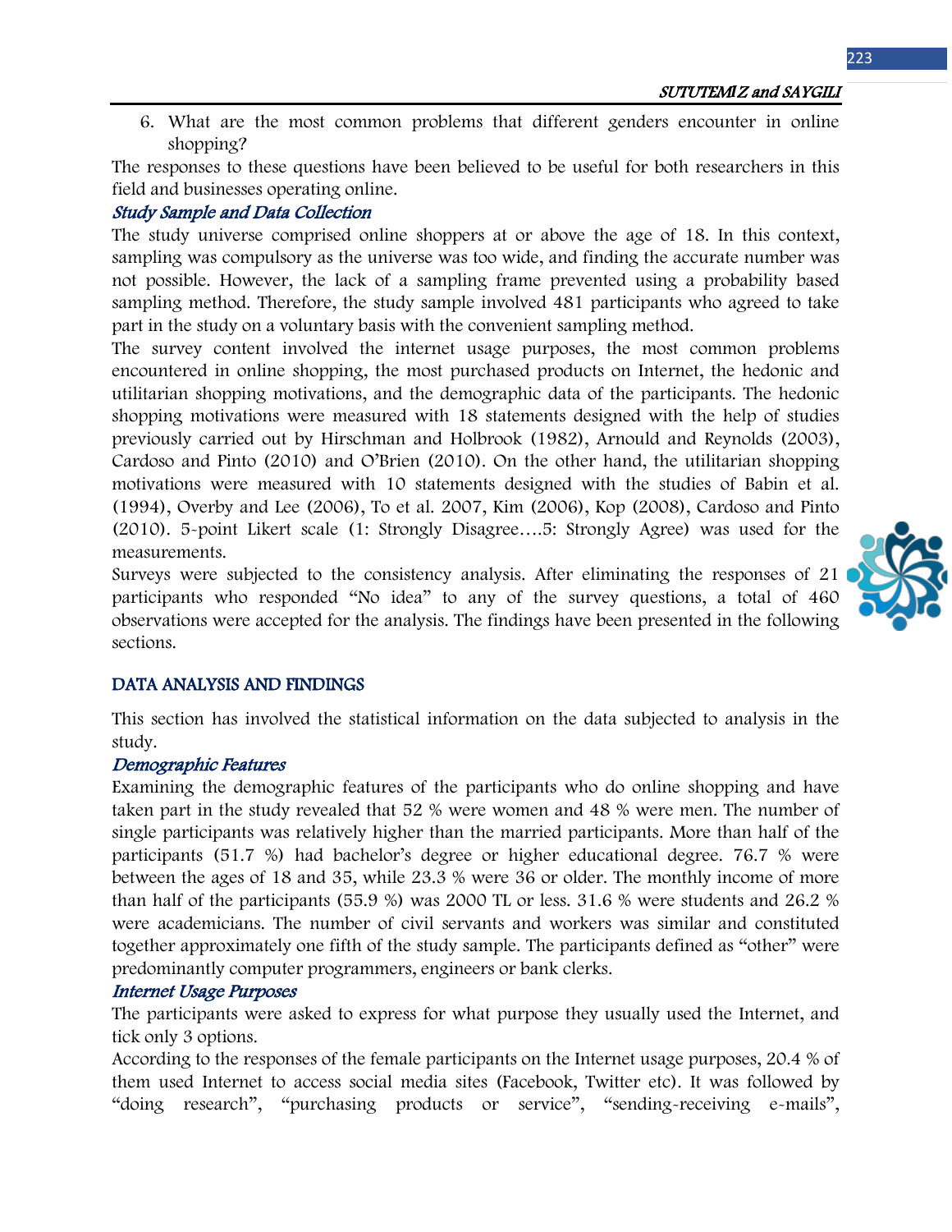6. What are the most common problems that different genders encounter in online shopping?

The responses to these questions have been believed to be useful for both researchers in this field and businesses operating online.

### *Study Sample and Data Collection*

The study universe comprised online shoppers at or above the age of 18. In this context, sampling was compulsory as the universe was too wide, and finding the accurate number was not possible. However, the lack of a sampling frame prevented using a probability based sampling method. Therefore, the study sample involved 481 participants who agreed to take part in the study on a voluntary basis with the convenient sampling method.

The survey content involved the internet usage purposes, the most common problems encountered in online shopping, the most purchased products on Internet, the hedonic and utilitarian shopping motivations, and the demographic data of the participants. The hedonic shopping motivations were measured with 18 statements designed with the help of studies previously carried out by Hirschman and Holbrook (1982), Arnould and Reynolds (2003), Cardoso and Pinto (2010) and O'Brien (2010). On the other hand, the utilitarian shopping motivations were measured with 10 statements designed with the studies of Babin et al. (1994), Overby and Lee (2006), To et al. 2007, Kim (2006), Kop (2008), Cardoso and Pinto (2010). 5-point Likert scale (1: Strongly Disagree….5: Strongly Agree) was used for the measurements.

Surveys were subjected to the consistency analysis. After eliminating the responses of 21 participants who responded "No idea" to any of the survey questions, a total of 460 observations were accepted for the analysis. The findings have been presented in the following sections.

## DATA ANALYSIS AND FINDINGS

This section has involved the statistical information on the data subjected to analysis in the study.

### *Demographic Features*

Examining the demographic features of the participants who do online shopping and have taken part in the study revealed that 52 % were women and 48 % were men. The number of single participants was relatively higher than the married participants. More than half of the participants (51.7 %) had bachelor's degree or higher educational degree. 76.7 % were between the ages of 18 and 35, while 23.3 % were 36 or older. The monthly income of more than half of the participants (55.9 %) was 2000 TL or less. 31.6 % were students and 26.2 % were academicians. The number of civil servants and workers was similar and constituted together approximately one fifth of the study sample. The participants defined as "other" were predominantly computer programmers, engineers or bank clerks.

### *Internet Usage Purposes*

The participants were asked to express for what purpose they usually used the Internet, and tick only 3 options.

According to the responses of the female participants on the Internet usage purposes, 20.4 % of them used Internet to access social media sites (Facebook, Twitter etc). It was followed by "doing research", "purchasing products or service", "sending-receiving e-mails",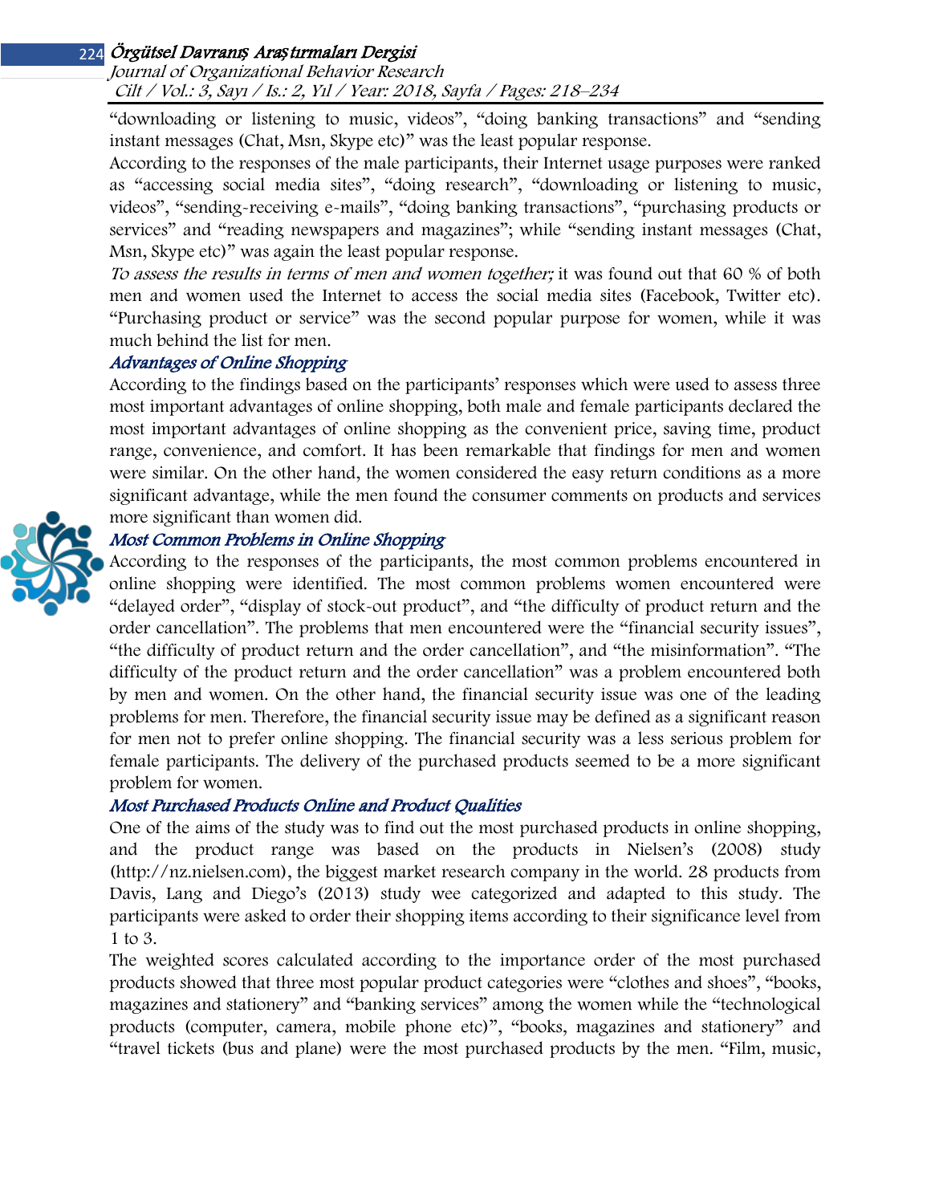"downloading or listening to music, videos", "doing banking transactions" and "sending instant messages (Chat, Msn, Skype etc)" was the least popular response.

According to the responses of the male participants, their Internet usage purposes were ranked as "accessing social media sites", "doing research", "downloading or listening to music, videos", "sending-receiving e-mails", "doing banking transactions", "purchasing products or services" and "reading newspapers and magazines"; while "sending instant messages (Chat, Msn, Skype etc)" was again the least popular response.

*To assess the results in terms of men and women together;* it was found out that 60 % of both men and women used the Internet to access the social media sites (Facebook, Twitter etc). "Purchasing product or service" was the second popular purpose for women, while it was much behind the list for men.

### *Advantages of Online Shopping*

According to the findings based on the participants' responses which were used to assess three most important advantages of online shopping, both male and female participants declared the most important advantages of online shopping as the convenient price, saving time, product range, convenience, and comfort. It has been remarkable that findings for men and women were similar. On the other hand, the women considered the easy return conditions as a more significant advantage, while the men found the consumer comments on products and services more significant than women did.

### *Most Common Problems in Online Shopping*

According to the responses of the participants, the most common problems encountered in online shopping were identified. The most common problems women encountered were "delayed order", "display of stock-out product", and "the difficulty of product return and the order cancellation". The problems that men encountered were the "financial security issues", "the difficulty of product return and the order cancellation", and "the misinformation". "The difficulty of the product return and the order cancellation" was a problem encountered both by men and women. On the other hand, the financial security issue was one of the leading problems for men. Therefore, the financial security issue may be defined as a significant reason for men not to prefer online shopping. The financial security was a less serious problem for female participants. The delivery of the purchased products seemed to be a more significant problem for women.

### *Most Purchased Products Online and Product Qualities*

One of the aims of the study was to find out the most purchased products in online shopping, and the product range was based on the products in Nielsen's (2008) study (http://nz.nielsen.com), the biggest market research company in the world. 28 products from Davis, Lang and Diego's (2013) study wee categorized and adapted to this study. The participants were asked to order their shopping items according to their significance level from 1 to 3.

The weighted scores calculated according to the importance order of the most purchased products showed that three most popular product categories were "clothes and shoes", "books, magazines and stationery" and "banking services" among the women while the "technological products (computer, camera, mobile phone etc)", "books, magazines and stationery" and "travel tickets (bus and plane) were the most purchased products by the men. "Film, music,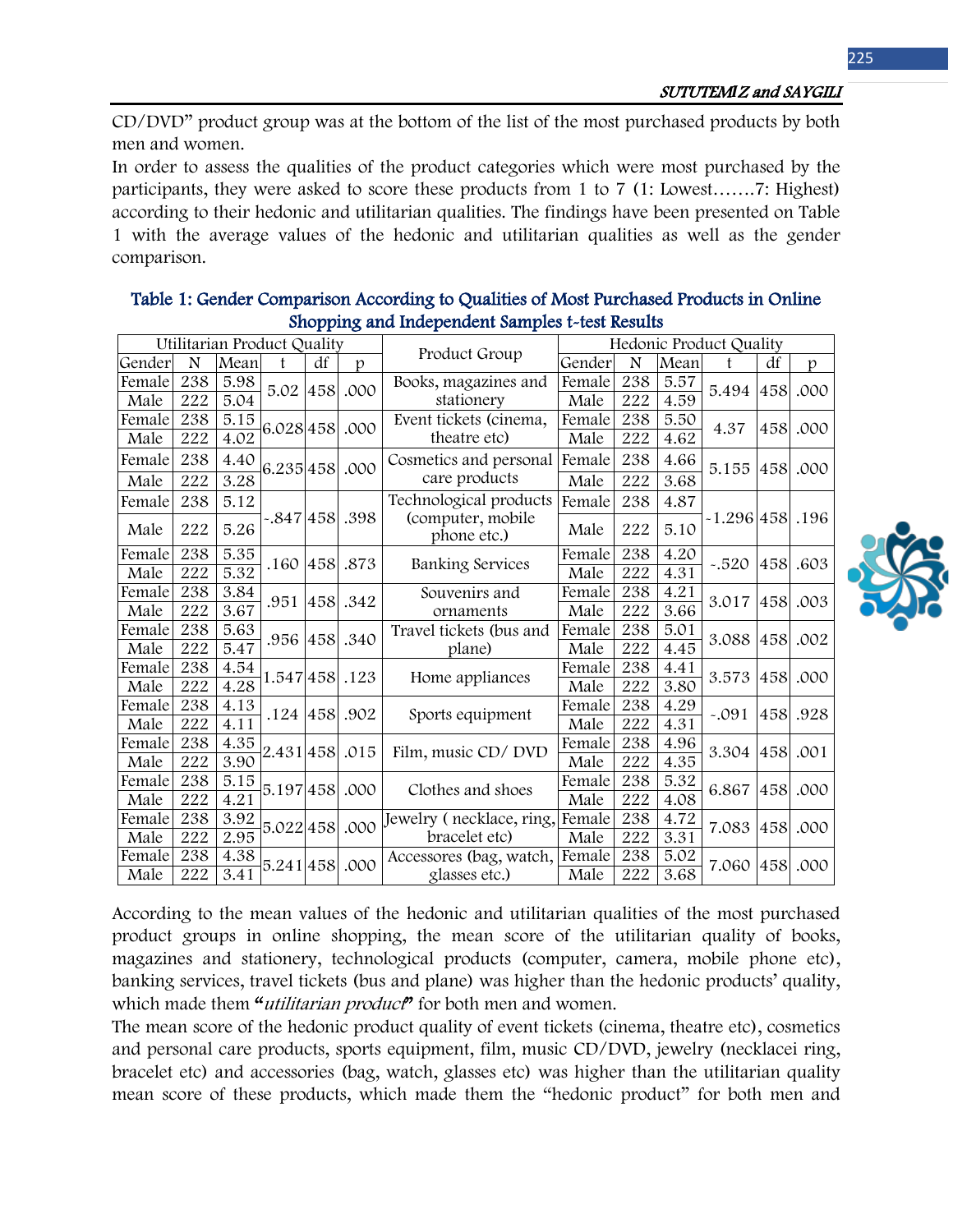CD/DVD" product group was at the bottom of the list of the most purchased products by both men and women.

In order to assess the qualities of the product categories which were most purchased by the participants, they were asked to score these products from 1 to 7 (1: Lowest…….7: Highest) according to their hedonic and utilitarian qualities. The findings have been presented on Table 1 with the average values of the hedonic and utilitarian qualities as well as the gender comparison.

**Table 1: Gender Comparison According to Qualities of Most Purchased Products in Online Shopping and Independent Samples t-test Results**

| Utilitarian Product Quality | | | | | | Product Group | Hedonic Product Quality | | | | | |
|---|---|---|---|---|---|---|---|---|---|---|---|---|
| Gender | N | Mean | t | df | p | | Gender | N | Mean | t | df | p |
| Female | 238 | 5.98 | 5.02 | 458 | .000 | Books, magazines and stationery | Female | 238 | 5.57 | 5.494 | 458 | .000 |
| Male | 222 | 5.04 | | | | | Male | 222 | 4.59 | | | |
| Female | 238 | 5.15 | 6.028 | 458 | .000 | Event tickets (cinema, theatre etc) | Female | 238 | 5.50 | 4.37 | 458 | .000 |
| Male | 222 | 4.02 | | | | | Male | 222 | 4.62 | | | |
| Female | 238 | 4.40 | 6.235 | 458 | .000 | Cosmetics and personal care products | Female | 238 | 4.66 | 5.155 | 458 | .000 |
| Male | 222 | 3.28 | | | | | Male | 222 | 3.68 | | | |
| Female | 238 | 5.12 | -.847 | 458 | .398 | Technological products (computer, mobile phone etc.) | Female | 238 | 4.87 | -1.296 | 458 | .196 |
| Male | 222 | 5.26 | | | | | Male | 222 | 5.10 | | | |
| Female | 238 | 5.35 | .160 | 458 | .873 | Banking Services | Female | 238 | 4.20 | -.520 | 458 | .603 |
| Male | 222 | 5.32 | | | | | Male | 222 | 4.31 | | | |
| Female | 238 | 3.84 | .951 | 458 | .342 | Souvenirs and ornaments | Female | 238 | 4.21 | 3.017 | 458 | .003 |
| Male | 222 | 3.67 | | | | | Male | 222 | 3.66 | | | |
| Female | 238 | 5.63 | .956 | 458 | .340 | Travel tickets (bus and plane) | Female | 238 | 5.01 | 3.088 | 458 | .002 |
| Male | 222 | 5.47 | | | | | Male | 222 | 4.45 | | | |
| Female | 238 | 4.54 | 1.547 | 458 | .123 | Home appliances | Female | 238 | 4.41 | 3.573 | 458 | .000 |
| Male | 222 | 4.28 | | | | | Male | 222 | 3.80 | | | |
| Female | 238 | 4.13 | .124 | 458 | .902 | Sports equipment | Female | 238 | 4.29 | -.091 | 458 | .928 |
| Male | 222 | 4.11 | | | | | Male | 222 | 4.31 | | | |
| Female | 238 | 4.35 | 2.431 | 458 | .015 | Film, music CD/ DVD | Female | 238 | 4.96 | 3.304 | 458 | .001 |
| Male | 222 | 3.90 | | | | | Male | 222 | 4.35 | | | |
| Female | 238 | 5.15 | 5.197 | 458 | .000 | Clothes and shoes | Female | 238 | 5.32 | 6.867 | 458 | .000 |
| Male | 222 | 4.21 | | | | | Male | 222 | 4.08 | | | |
| Female | 238 | 3.92 | 5.022 | 458 | .000 | Jewelry ( necklace, ring, bracelet etc) | Female | 238 | 4.72 | 7.083 | 458 | .000 |
| Male | 222 | 2.95 | | | | | Male | 222 | 3.31 | | | |
| Female | 238 | 4.38 | 5.241 | 458 | .000 | Accessores (bag, watch, glasses etc.) | Female | 238 | 5.02 | 7.060 | 458 | .000 |
| Male | 222 | 3.41 | | | | | Male | 222 | 3.68 | | | |

According to the mean values of the hedonic and utilitarian qualities of the most purchased product groups in online shopping, the mean score of the utilitarian quality of books, magazines and stationery, technological products (computer, camera, mobile phone etc), banking services, travel tickets (bus and plane) was higher than the hedonic products' quality, which made them "*utilitarian product*" for both men and women.

The mean score of the hedonic product quality of event tickets (cinema, theatre etc), cosmetics and personal care products, sports equipment, film, music CD/DVD, jewelry (necklacei ring, bracelet etc) and accessories (bag, watch, glasses etc) was higher than the utilitarian quality mean score of these products, which made them the "hedonic product" for both men and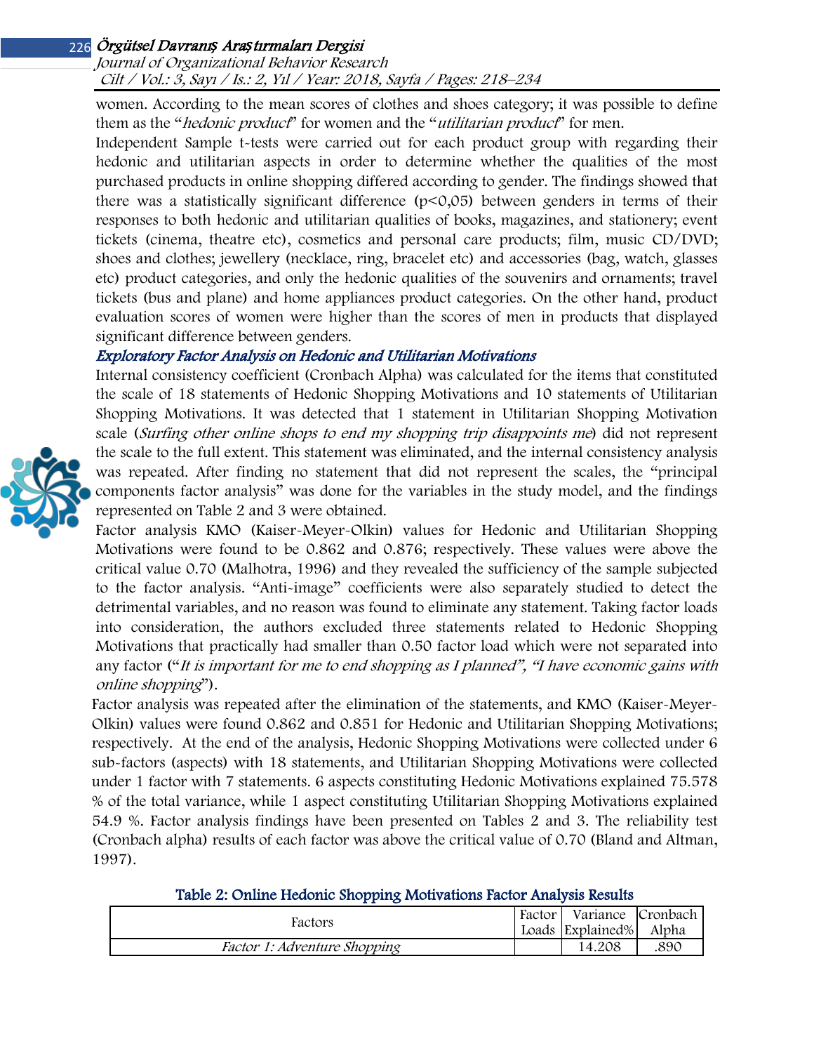women. According to the mean scores of clothes and shoes category; it was possible to define them as the "*hedonic product*" for women and the "*utilitarian product*" for men.

Independent Sample t-tests were carried out for each product group with regarding their hedonic and utilitarian aspects in order to determine whether the qualities of the most purchased products in online shopping differed according to gender. The findings showed that there was a statistically significant difference ($p<0,05$) between genders in terms of their responses to both hedonic and utilitarian qualities of books, magazines, and stationery; event tickets (cinema, theatre etc), cosmetics and personal care products; film, music CD/DVD; shoes and clothes; jewellery (necklace, ring, bracelet etc) and accessories (bag, watch, glasses etc) product categories, and only the hedonic qualities of the souvenirs and ornaments; travel tickets (bus and plane) and home appliances product categories. On the other hand, product evaluation scores of women were higher than the scores of men in products that displayed significant difference between genders.

### *Exploratory Factor Analysis on Hedonic and Utilitarian Motivations*

Internal consistency coefficient (Cronbach Alpha) was calculated for the items that constituted the scale of 18 statements of Hedonic Shopping Motivations and 10 statements of Utilitarian Shopping Motivations. It was detected that 1 statement in Utilitarian Shopping Motivation scale (*Surfing other online shops to end my shopping trip disappoints me*) did not represent the scale to the full extent. This statement was eliminated, and the internal consistency analysis was repeated. After finding no statement that did not represent the scales, the "principal components factor analysis" was done for the variables in the study model, and the findings represented on Table 2 and 3 were obtained.

Factor analysis KMO (Kaiser-Meyer-Olkin) values for Hedonic and Utilitarian Shopping Motivations were found to be 0.862 and 0.876; respectively. These values were above the critical value 0.70 (Malhotra, 1996) and they revealed the sufficiency of the sample subjected to the factor analysis. "Anti-image" coefficients were also separately studied to detect the detrimental variables, and no reason was found to eliminate any statement. Taking factor loads into consideration, the authors excluded three statements related to Hedonic Shopping Motivations that practically had smaller than 0.50 factor load which were not separated into any factor ("*It is important for me to end shopping as I planned", "I have economic gains with online shopping*").

Factor analysis was repeated after the elimination of the statements, and KMO (Kaiser-Meyer-Olkin) values were found 0.862 and 0.851 for Hedonic and Utilitarian Shopping Motivations; respectively. At the end of the analysis, Hedonic Shopping Motivations were collected under 6 sub-factors (aspects) with 18 statements, and Utilitarian Shopping Motivations were collected under 1 factor with 7 statements. 6 aspects constituting Hedonic Motivations explained 75.578 % of the total variance, while 1 aspect constituting Utilitarian Shopping Motivations explained 54.9 %. Factor analysis findings have been presented on Tables 2 and 3. The reliability test (Cronbach alpha) results of each factor was above the critical value of 0.70 (Bland and Altman, 1997).

**Table 2: Online Hedonic Shopping Motivations Factor Analysis Results**

| Factors | Factor Loads | Variance Explained% | Cronbach Alpha |
|---|---|---|---|
| *Factor 1: Adventure Shopping* | | 14.208 | .890 |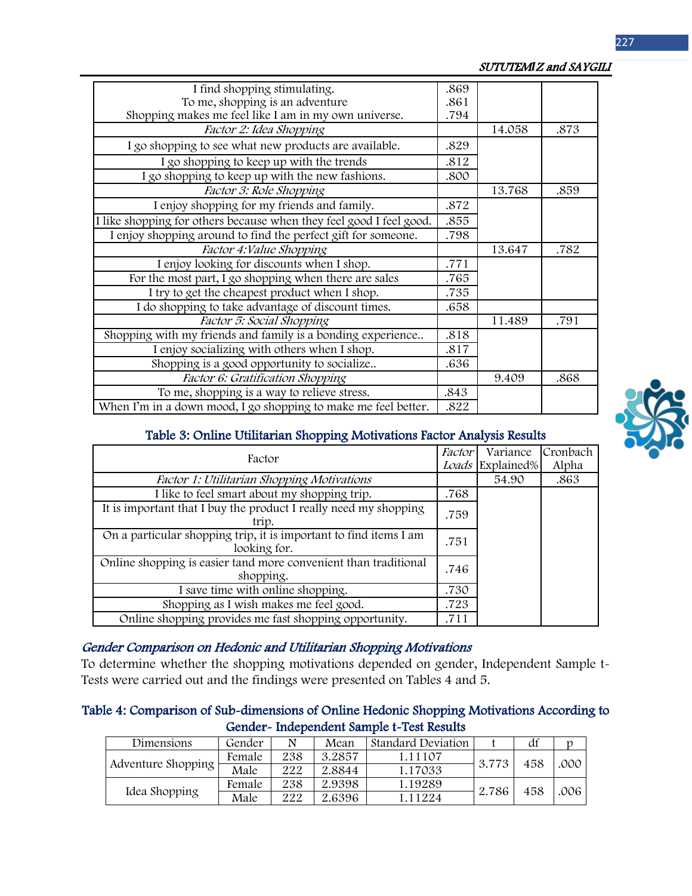| | | | |
|---|---|---|---|
| I find shopping stimulating.<br>To me, shopping is an adventure<br>Shopping makes me feel like I am in my own universe. | .869<br>.861<br>.794 | | |
| *Factor 2: Idea Shopping* | | 14.058 | .873 |
| I go shopping to see what new products are available. | .829 | | |
| I go shopping to keep up with the trends | .812 | | |
| I go shopping to keep up with the new fashions. | .800 | | |
| *Factor 3: Role Shopping* | | 13.768 | .859 |
| I enjoy shopping for my friends and family. | .872 | | |
| I like shopping for others because when they feel good I feel good. | .855 | | |
| I enjoy shopping around to find the perfect gift for someone. | .798 | | |
| *Factor 4:Value Shopping* | | 13.647 | .782 |
| I enjoy looking for discounts when I shop. | .771 | | |
| For the most part, I go shopping when there are sales | .765 | | |
| I try to get the cheapest product when I shop. | .735 | | |
| I do shopping to take advantage of discount times. | .658 | | |
| *Factor 5: Social Shopping* | | 11.489 | .791 |
| Shopping with my friends and family is a bonding experience.. | .818 | | |
| I enjoy socializing with others when I shop. | .817 | | |
| Shopping is a good opportunity to socialize.. | .636 | | |
| *Factor 6: Gratification Shopping* | | 9.409 | .868 |
| To me, shopping is a way to relieve stress. | .843 | | |
| When I'm in a down mood, I go shopping to make me feel better. | .822 | | |

**Table 3: Online Utilitarian Shopping Motivations Factor Analysis Results**

| Factor | *Factor Loads* | Variance Explained% | Cronbach Alpha |
|---|---|---|---|
| *Factor 1: Utilitarian Shopping Motivations* | | 54.90 | .863 |
| I like to feel smart about my shopping trip. | .768 | | |
| It is important that I buy the product I really need my shopping trip. | .759 | | |
| On a particular shopping trip, it is important to find items I am looking for. | .751 | | |
| Online shopping is easier tand more convenient than traditional shopping. | .746 | | |
| I save time with online shopping. | .730 | | |
| Shopping as I wish makes me feel good. | .723 | | |
| Online shopping provides me fast shopping opportunity. | .711 | | |

### *Gender Comparison on Hedonic and Utilitarian Shopping Motivations*

To determine whether the shopping motivations depended on gender, Independent Sample t-Tests were carried out and the findings were presented on Tables 4 and 5.

**Table 4: Comparison of Sub-dimensions of Online Hedonic Shopping Motivations According to Gender- Independent Sample t-Test Results**

| Dimensions | Gender | N | Mean | Standard Deviation | t | df | p |
|---|---|---|---|---|---|---|---|
| Adventure Shopping | Female | 238 | 3.2857 | 1.11107 | 3.773 | 458 | .000 |
| | Male | 222 | 2.8844 | 1.17033 | | | |
| Idea Shopping | Female | 238 | 2.9398 | 1.19289 | 2.786 | 458 | .006 |
| | Male | 222 | 2.6396 | 1.11224 | | | |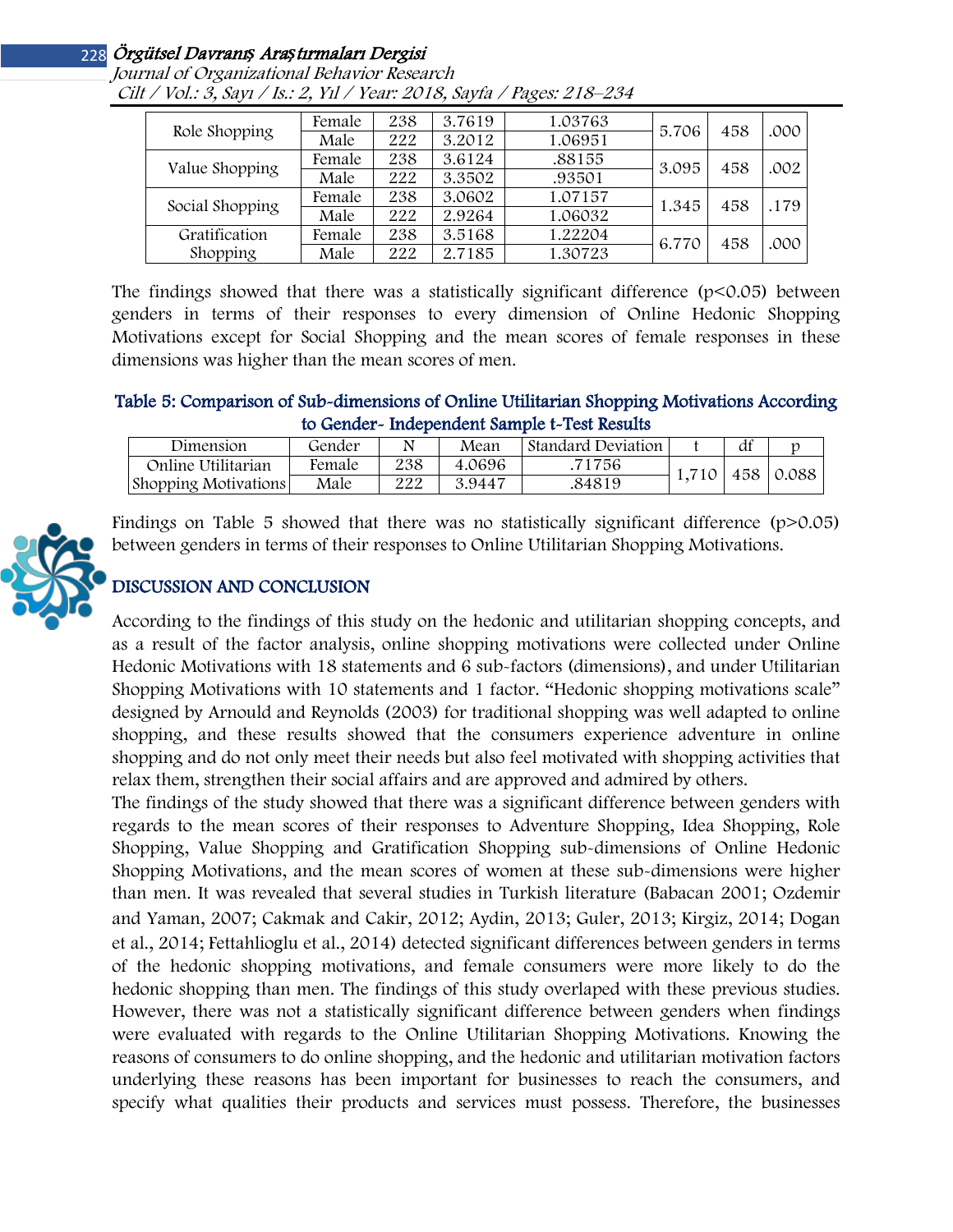| Role Shopping | Female | 238 | 3.7619 | 1.03763 | 5.706 | 458 | .000 |
|---|---|---|---|---|---|---|---|
| | Male | 222 | 3.2012 | 1.06951 | | | |
| Value Shopping | Female | 238 | 3.6124 | .88155 | 3.095 | 458 | .002 |
| | Male | 222 | 3.3502 | .93501 | | | |
| Social Shopping | Female | 238 | 3.0602 | 1.07157 | 1.345 | 458 | .179 |
| | Male | 222 | 2.9264 | 1.06032 | | | |
| Gratification Shopping | Female | 238 | 3.5168 | 1.22204 | 6.770 | 458 | .000 |
| | Male | 222 | 2.7185 | 1.30723 | | | |

The findings showed that there was a statistically significant difference ($p<0.05$) between genders in terms of their responses to every dimension of Online Hedonic Shopping Motivations except for Social Shopping and the mean scores of female responses in these dimensions was higher than the mean scores of men.

**Table 5: Comparison of Sub-dimensions of Online Utilitarian Shopping Motivations According to Gender- Independent Sample t-Test Results**

| Dimension | Gender | N | Mean | Standard Deviation | t | df | p |
|---|---|---|---|---|---|---|---|
| Online Utilitarian Shopping Motivations | Female | 238 | 4.0696 | .71756 | 1,710 | 458 | 0.088 |
| | Male | 222 | 3.9447 | .84819 | | | |

Findings on Table 5 showed that there was no statistically significant difference ($p>0.05$) between genders in terms of their responses to Online Utilitarian Shopping Motivations.

## DISCUSSION AND CONCLUSION

According to the findings of this study on the hedonic and utilitarian shopping concepts, and as a result of the factor analysis, online shopping motivations were collected under Online Hedonic Motivations with 18 statements and 6 sub-factors (dimensions), and under Utilitarian Shopping Motivations with 10 statements and 1 factor. "Hedonic shopping motivations scale" designed by Arnould and Reynolds (2003) for traditional shopping was well adapted to online shopping, and these results showed that the consumers experience adventure in online shopping and do not only meet their needs but also feel motivated with shopping activities that relax them, strengthen their social affairs and are approved and admired by others.

The findings of the study showed that there was a significant difference between genders with regards to the mean scores of their responses to Adventure Shopping, Idea Shopping, Role Shopping, Value Shopping and Gratification Shopping sub-dimensions of Online Hedonic Shopping Motivations, and the mean scores of women at these sub-dimensions were higher than men. It was revealed that several studies in Turkish literature (Babacan 2001; Ozdemir and Yaman, 2007; Cakmak and Cakir, 2012; Aydin, 2013; Guler, 2013; Kirgiz, 2014; Dogan et al., 2014; Fettahlioglu et al., 2014) detected significant differences between genders in terms of the hedonic shopping motivations, and female consumers were more likely to do the hedonic shopping than men. The findings of this study overlaped with these previous studies. However, there was not a statistically significant difference between genders when findings were evaluated with regards to the Online Utilitarian Shopping Motivations. Knowing the reasons of consumers to do online shopping, and the hedonic and utilitarian motivation factors underlying these reasons has been important for businesses to reach the consumers, and specify what qualities their products and services must possess. Therefore, the businesses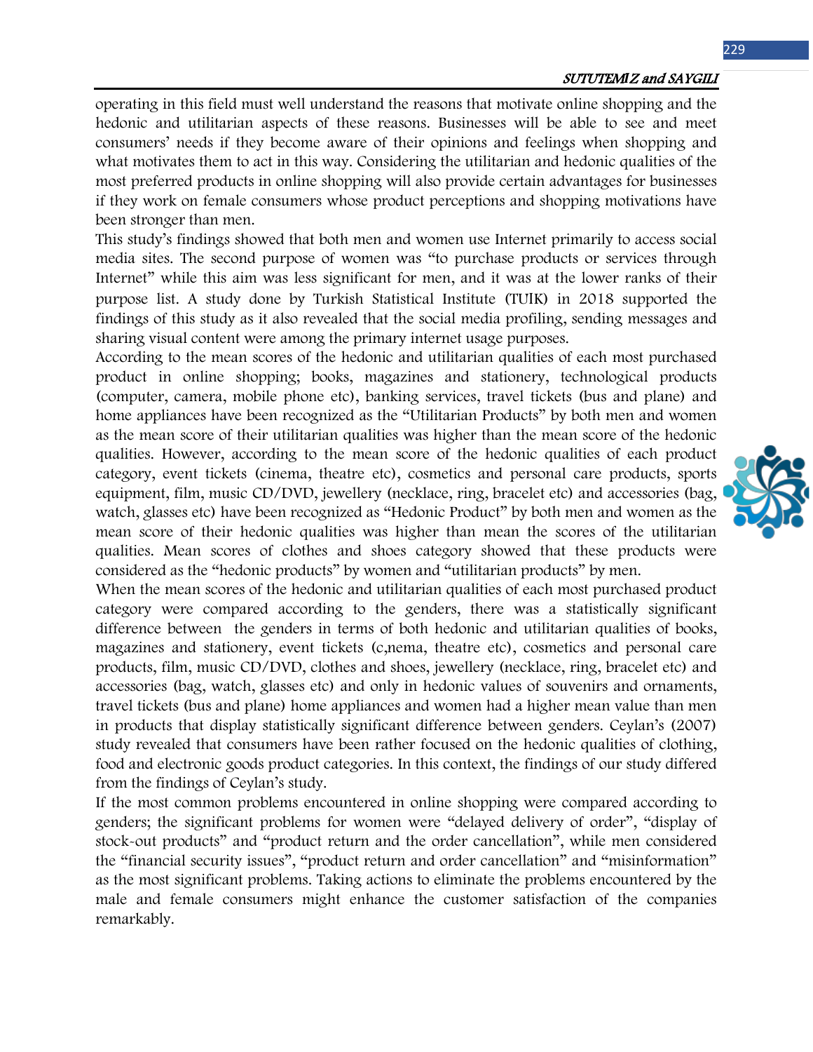operating in this field must well understand the reasons that motivate online shopping and the hedonic and utilitarian aspects of these reasons. Businesses will be able to see and meet consumers' needs if they become aware of their opinions and feelings when shopping and what motivates them to act in this way. Considering the utilitarian and hedonic qualities of the most preferred products in online shopping will also provide certain advantages for businesses if they work on female consumers whose product perceptions and shopping motivations have been stronger than men.

This study's findings showed that both men and women use Internet primarily to access social media sites. The second purpose of women was "to purchase products or services through Internet" while this aim was less significant for men, and it was at the lower ranks of their purpose list. A study done by Turkish Statistical Institute (TUIK) in 2018 supported the findings of this study as it also revealed that the social media profiling, sending messages and sharing visual content were among the primary internet usage purposes.

According to the mean scores of the hedonic and utilitarian qualities of each most purchased product in online shopping; books, magazines and stationery, technological products (computer, camera, mobile phone etc), banking services, travel tickets (bus and plane) and home appliances have been recognized as the "Utilitarian Products" by both men and women as the mean score of their utilitarian qualities was higher than the mean score of the hedonic qualities. However, according to the mean score of the hedonic qualities of each product category, event tickets (cinema, theatre etc), cosmetics and personal care products, sports equipment, film, music CD/DVD, jewellery (necklace, ring, bracelet etc) and accessories (bag, watch, glasses etc) have been recognized as "Hedonic Product" by both men and women as the mean score of their hedonic qualities was higher than mean the scores of the utilitarian qualities. Mean scores of clothes and shoes category showed that these products were considered as the "hedonic products" by women and "utilitarian products" by men.

When the mean scores of the hedonic and utilitarian qualities of each most purchased product category were compared according to the genders, there was a statistically significant difference between the genders in terms of both hedonic and utilitarian qualities of books, magazines and stationery, event tickets (c,nema, theatre etc), cosmetics and personal care products, film, music CD/DVD, clothes and shoes, jewellery (necklace, ring, bracelet etc) and accessories (bag, watch, glasses etc) and only in hedonic values of souvenirs and ornaments, travel tickets (bus and plane) home appliances and women had a higher mean value than men in products that display statistically significant difference between genders. Ceylan's (2007) study revealed that consumers have been rather focused on the hedonic qualities of clothing, food and electronic goods product categories. In this context, the findings of our study differed from the findings of Ceylan's study.

If the most common problems encountered in online shopping were compared according to genders; the significant problems for women were "delayed delivery of order", "display of stock-out products" and "product return and the order cancellation", while men considered the "financial security issues", "product return and order cancellation" and "misinformation" as the most significant problems. Taking actions to eliminate the problems encountered by the male and female consumers might enhance the customer satisfaction of the companies remarkably.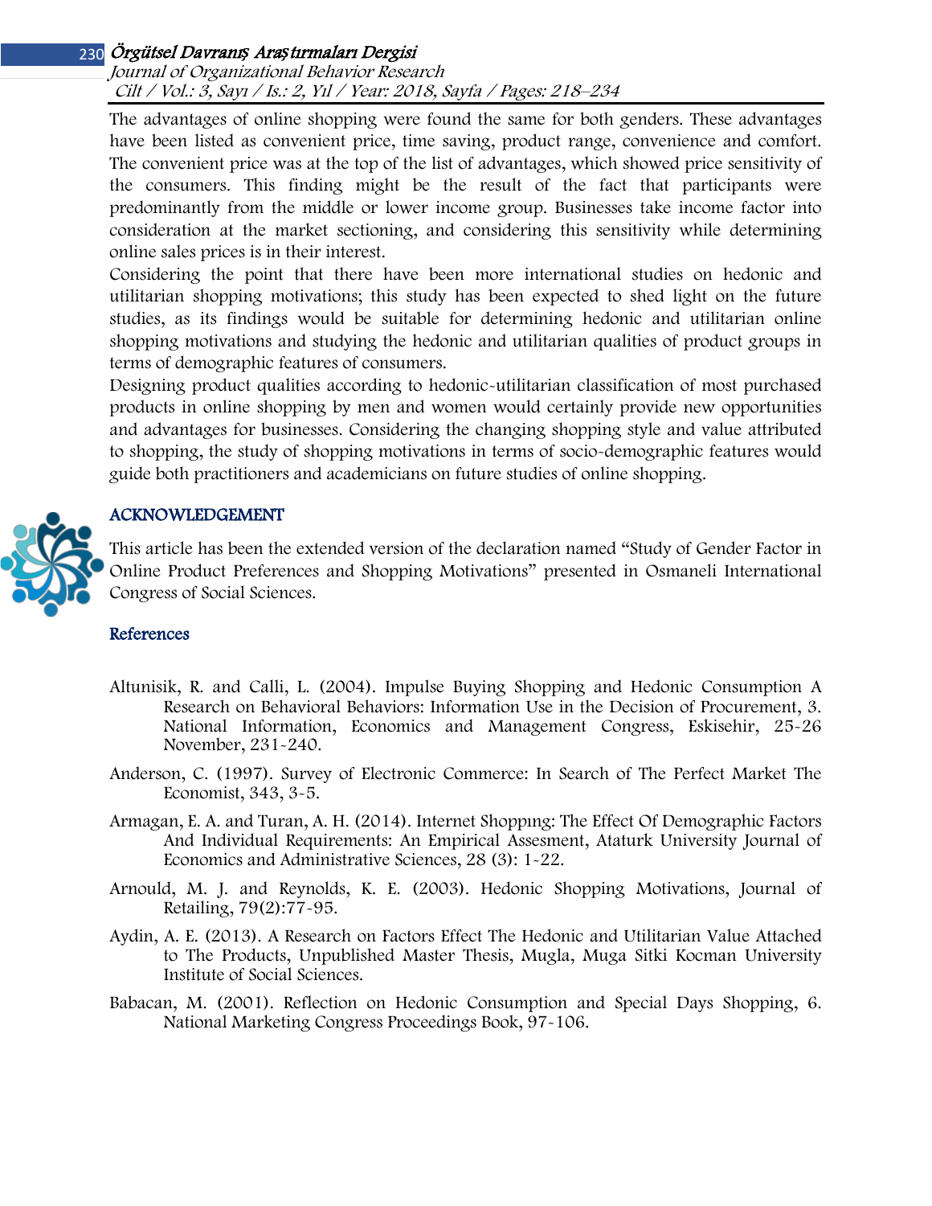The advantages of online shopping were found the same for both genders. These advantages have been listed as convenient price, time saving, product range, convenience and comfort. The convenient price was at the top of the list of advantages, which showed price sensitivity of the consumers. This finding might be the result of the fact that participants were predominantly from the middle or lower income group. Businesses take income factor into consideration at the market sectioning, and considering this sensitivity while determining online sales prices is in their interest.

Considering the point that there have been more international studies on hedonic and utilitarian shopping motivations; this study has been expected to shed light on the future studies, as its findings would be suitable for determining hedonic and utilitarian online shopping motivations and studying the hedonic and utilitarian qualities of product groups in terms of demographic features of consumers.

Designing product qualities according to hedonic-utilitarian classification of most purchased products in online shopping by men and women would certainly provide new opportunities and advantages for businesses. Considering the changing shopping style and value attributed to shopping, the study of shopping motivations in terms of socio-demographic features would guide both practitioners and academicians on future studies of online shopping.

## ACKNOWLEDGEMENT

This article has been the extended version of the declaration named "Study of Gender Factor in Online Product Preferences and Shopping Motivations" presented in Osmaneli International Congress of Social Sciences.

## References

Altunisik, R. and Calli, L. (2004). Impulse Buying Shopping and Hedonic Consumption A Research on Behavioral Behaviors: Information Use in the Decision of Procurement, 3. National Information, Economics and Management Congress, Eskisehir, 25-26 November, 231-240.

Anderson, C. (1997). Survey of Electronic Commerce: In Search of The Perfect Market The Economist, 343, 3-5.

Armagan, E. A. and Turan, A. H. (2014). Internet Shoppıng: The Effect Of Demographic Factors And Individual Requirements: An Empirical Assesment, Ataturk University Journal of Economics and Administrative Sciences, 28 (3): 1-22.

Arnould, M. J. and Reynolds, K. E. (2003). Hedonic Shopping Motivations, Journal of Retailing, 79(2):77-95.

Aydin, A. E. (2013). A Research on Factors Effect The Hedonic and Utilitarian Value Attached to The Products, Unpublished Master Thesis, Mugla, Muga Sitki Kocman University Institute of Social Sciences.

Babacan, M. (2001). Reflection on Hedonic Consumption and Special Days Shopping, 6. National Marketing Congress Proceedings Book, 97-106.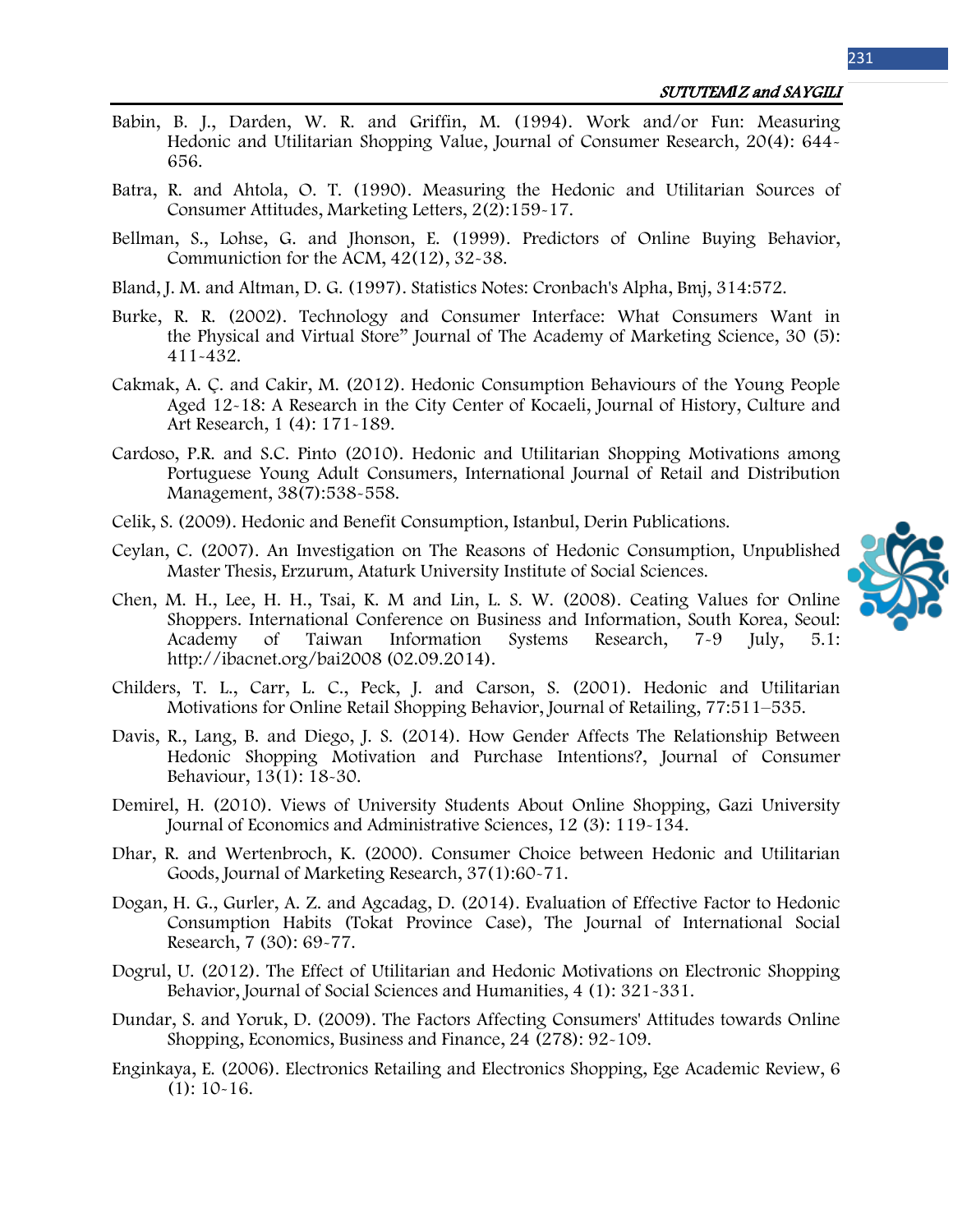Babin, B. J., Darden, W. R. and Griffin, M. (1994). Work and/or Fun: Measuring Hedonic and Utilitarian Shopping Value, Journal of Consumer Research, 20(4): 644-656.

Batra, R. and Ahtola, O. T. (1990). Measuring the Hedonic and Utilitarian Sources of Consumer Attitudes, Marketing Letters, 2(2):159-17.

Bellman, S., Lohse, G. and Jhonson, E. (1999). Predictors of Online Buying Behavior, Communiction for the ACM, 42(12), 32-38.

Bland, J. M. and Altman, D. G. (1997). Statistics Notes: Cronbach's Alpha, Bmj, 314:572.

Burke, R. R. (2002). Technology and Consumer Interface: What Consumers Want in the Physical and Virtual Store" Journal of The Academy of Marketing Science, 30 (5): 411-432.

Cakmak, A. Ç. and Cakir, M. (2012). Hedonic Consumption Behaviours of the Young People Aged 12-18: A Research in the City Center of Kocaeli, Journal of History, Culture and Art Research, 1 (4): 171-189.

Cardoso, P.R. and S.C. Pinto (2010). Hedonic and Utilitarian Shopping Motivations among Portuguese Young Adult Consumers, International Journal of Retail and Distribution Management, 38(7):538-558.

Celik, S. (2009). Hedonic and Benefit Consumption, Istanbul, Derin Publications.

Ceylan, C. (2007). An Investigation on The Reasons of Hedonic Consumption, Unpublished Master Thesis, Erzurum, Ataturk University Institute of Social Sciences.

Chen, M. H., Lee, H. H., Tsai, K. M and Lin, L. S. W. (2008). Ceating Values for Online Shoppers. International Conference on Business and Information, South Korea, Seoul: Academy of Taiwan Information Systems Research, 7-9 July, 5.1: http://ibacnet.org/bai2008 (02.09.2014).

Childers, T. L., Carr, L. C., Peck, J. and Carson, S. (2001). Hedonic and Utilitarian Motivations for Online Retail Shopping Behavior, Journal of Retailing, 77:511–535.

Davis, R., Lang, B. and Diego, J. S. (2014). How Gender Affects The Relationship Between Hedonic Shopping Motivation and Purchase Intentions?, Journal of Consumer Behaviour, 13(1): 18-30.

Demirel, H. (2010). Views of University Students About Online Shopping, Gazi University Journal of Economics and Administrative Sciences, 12 (3): 119-134.

Dhar, R. and Wertenbroch, K. (2000). Consumer Choice between Hedonic and Utilitarian Goods, Journal of Marketing Research, 37(1):60-71.

Dogan, H. G., Gurler, A. Z. and Agcadag, D. (2014). Evaluation of Effective Factor to Hedonic Consumption Habits (Tokat Province Case), The Journal of International Social Research, 7 (30): 69-77.

Dogrul, U. (2012). The Effect of Utilitarian and Hedonic Motivations on Electronic Shopping Behavior, Journal of Social Sciences and Humanities, 4 (1): 321-331.

Dundar, S. and Yoruk, D. (2009). The Factors Affecting Consumers' Attitudes towards Online Shopping, Economics, Business and Finance, 24 (278): 92-109.

Enginkaya, E. (2006). Electronics Retailing and Electronics Shopping, Ege Academic Review, 6 (1): 10-16.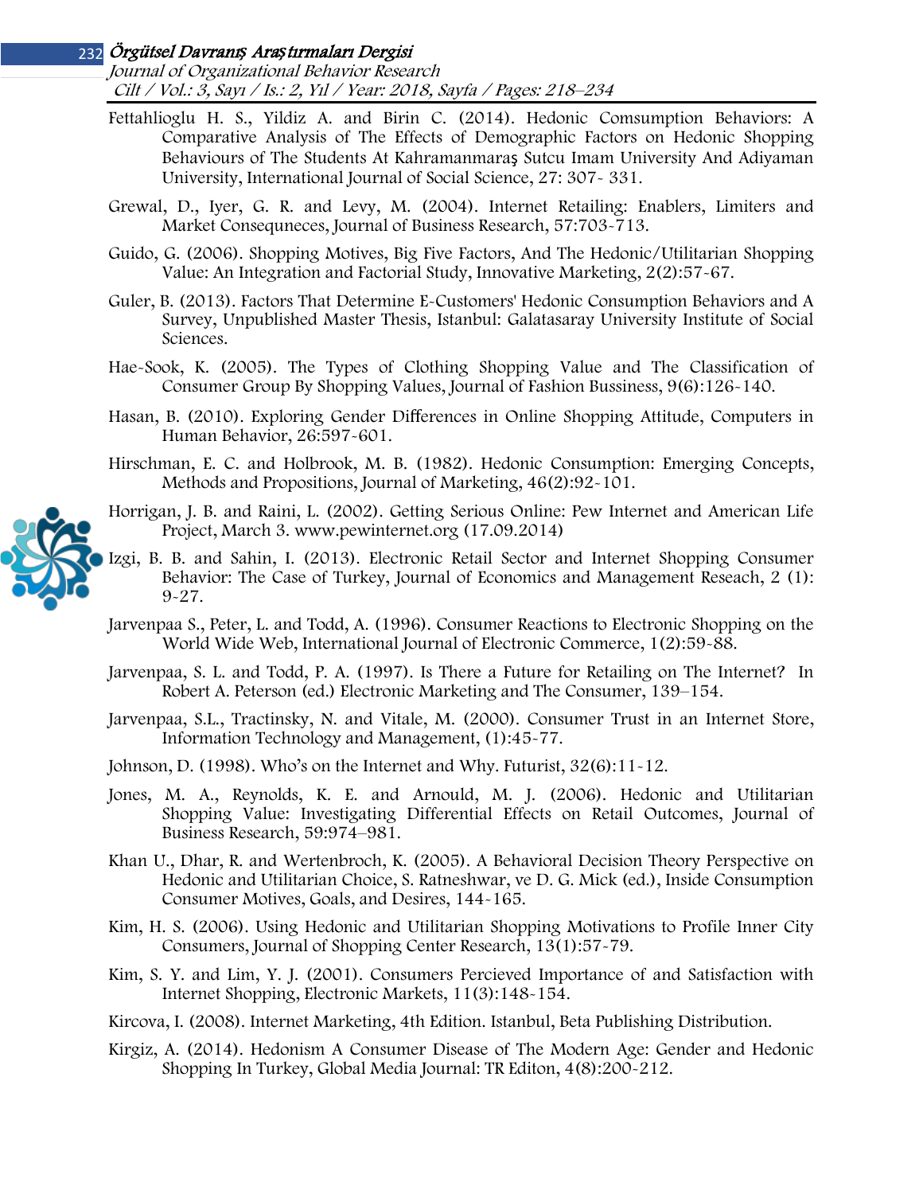Fettahlioglu H. S., Yildiz A. and Birin C. (2014). Hedonic Comsumption Behaviors: A Comparative Analysis of The Effects of Demographic Factors on Hedonic Shopping Behaviours of The Students At Kahramanmaraş Sutcu Imam University And Adiyaman University, International Journal of Social Science, 27: 307- 331.

Grewal, D., Iyer, G. R. and Levy, M. (2004). Internet Retailing: Enablers, Limiters and Market Consequneces, Journal of Business Research, 57:703-713.

Guido, G. (2006). Shopping Motives, Big Five Factors, And The Hedonic/Utilitarian Shopping Value: An Integration and Factorial Study, Innovative Marketing, 2(2):57-67.

Guler, B. (2013). Factors That Determine E-Customers' Hedonic Consumption Behaviors and A Survey, Unpublished Master Thesis, Istanbul: Galatasaray University Institute of Social Sciences.

Hae-Sook, K. (2005). The Types of Clothing Shopping Value and The Classification of Consumer Group By Shopping Values, Journal of Fashion Bussiness, 9(6):126-140.

Hasan, B. (2010). Exploring Gender Differences in Online Shopping Attitude, Computers in Human Behavior, 26:597-601.

Hirschman, E. C. and Holbrook, M. B. (1982). Hedonic Consumption: Emerging Concepts, Methods and Propositions, Journal of Marketing, 46(2):92-101.

Horrigan, J. B. and Raini, L. (2002). Getting Serious Online: Pew Internet and American Life Project, March 3. www.pewinternet.org (17.09.2014)

Izgi, B. B. and Sahin, I. (2013). Electronic Retail Sector and Internet Shopping Consumer Behavior: The Case of Turkey, Journal of Economics and Management Reseach, 2 (1): 9-27.

Jarvenpaa S., Peter, L. and Todd, A. (1996). Consumer Reactions to Electronic Shopping on the World Wide Web, International Journal of Electronic Commerce, 1(2):59-88.

Jarvenpaa, S. L. and Todd, P. A. (1997). Is There a Future for Retailing on The Internet? In Robert A. Peterson (ed.) Electronic Marketing and The Consumer, 139–154.

Jarvenpaa, S.L., Tractinsky, N. and Vitale, M. (2000). Consumer Trust in an Internet Store, Information Technology and Management, (1):45-77.

Johnson, D. (1998). Who's on the Internet and Why. Futurist, 32(6):11-12.

Jones, M. A., Reynolds, K. E. and Arnould, M. J. (2006). Hedonic and Utilitarian Shopping Value: Investigating Differential Effects on Retail Outcomes, Journal of Business Research, 59:974–981.

Khan U., Dhar, R. and Wertenbroch, K. (2005). A Behavioral Decision Theory Perspective on Hedonic and Utilitarian Choice, S. Ratneshwar, ve D. G. Mick (ed.), Inside Consumption Consumer Motives, Goals, and Desires, 144-165.

Kim, H. S. (2006). Using Hedonic and Utilitarian Shopping Motivations to Profile Inner City Consumers, Journal of Shopping Center Research, 13(1):57-79.

Kim, S. Y. and Lim, Y. J. (2001). Consumers Percieved Importance of and Satisfaction with Internet Shopping, Electronic Markets, 11(3):148-154.

Kircova, I. (2008). Internet Marketing, 4th Edition. Istanbul, Beta Publishing Distribution.

Kirgiz, A. (2014). Hedonism A Consumer Disease of The Modern Age: Gender and Hedonic Shopping In Turkey, Global Media Journal: TR Editon, 4(8):200-212.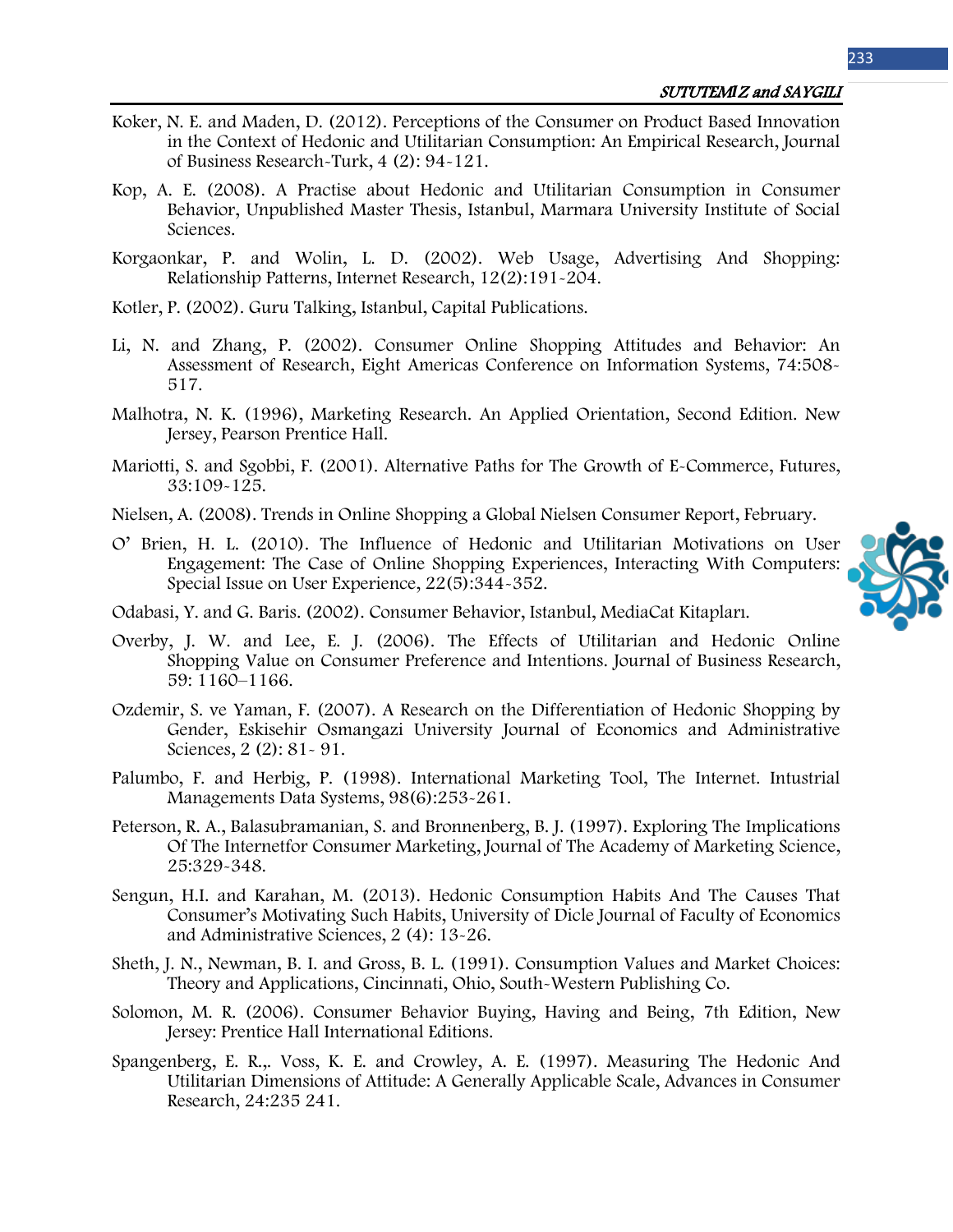Koker, N. E. and Maden, D. (2012). Perceptions of the Consumer on Product Based Innovation in the Context of Hedonic and Utilitarian Consumption: An Empirical Research, Journal of Business Research-Turk, 4 (2): 94-121.

Kop, A. E. (2008). A Practise about Hedonic and Utilitarian Consumption in Consumer Behavior, Unpublished Master Thesis, Istanbul, Marmara University Institute of Social Sciences.

Korgaonkar, P. and Wolin, L. D. (2002). Web Usage, Advertising And Shopping: Relationship Patterns, Internet Research, 12(2):191-204.

Kotler, P. (2002). Guru Talking, Istanbul, Capital Publications.

Li, N. and Zhang, P. (2002). Consumer Online Shopping Attitudes and Behavior: An Assessment of Research, Eight Americas Conference on Information Systems, 74:508-517.

Malhotra, N. K. (1996), Marketing Research. An Applied Orientation, Second Edition. New Jersey, Pearson Prentice Hall.

Mariotti, S. and Sgobbi, F. (2001). Alternative Paths for The Growth of E-Commerce, Futures, 33:109-125.

Nielsen, A. (2008). Trends in Online Shopping a Global Nielsen Consumer Report, February.

O' Brien, H. L. (2010). The Influence of Hedonic and Utilitarian Motivations on User Engagement: The Case of Online Shopping Experiences, Interacting With Computers: Special Issue on User Experience, 22(5):344-352.

Odabasi, Y. and G. Baris. (2002). Consumer Behavior, Istanbul, MediaCat Kitapları.

Overby, J. W. and Lee, E. J. (2006). The Effects of Utilitarian and Hedonic Online Shopping Value on Consumer Preference and Intentions. Journal of Business Research, 59: 1160–1166.

Ozdemir, S. ve Yaman, F. (2007). A Research on the Differentiation of Hedonic Shopping by Gender, Eskisehir Osmangazi University Journal of Economics and Administrative Sciences, 2 (2): 81- 91.

Palumbo, F. and Herbig, P. (1998). International Marketing Tool, The Internet. Intustrial Managements Data Systems, 98(6):253-261.

Peterson, R. A., Balasubramanian, S. and Bronnenberg, B. J. (1997). Exploring The Implications Of The Internetfor Consumer Marketing, Journal of The Academy of Marketing Science, 25:329-348.

Sengun, H.I. and Karahan, M. (2013). Hedonic Consumption Habits And The Causes That Consumer's Motivating Such Habits, University of Dicle Journal of Faculty of Economics and Administrative Sciences, 2 (4): 13-26.

Sheth, J. N., Newman, B. I. and Gross, B. L. (1991). Consumption Values and Market Choices: Theory and Applications, Cincinnati, Ohio, South-Western Publishing Co.

Solomon, M. R. (2006). Consumer Behavior Buying, Having and Being, 7th Edition, New Jersey: Prentice Hall International Editions.

Spangenberg, E. R.,. Voss, K. E. and Crowley, A. E. (1997). Measuring The Hedonic And Utilitarian Dimensions of Attitude: A Generally Applicable Scale, Advances in Consumer Research, 24:235 241.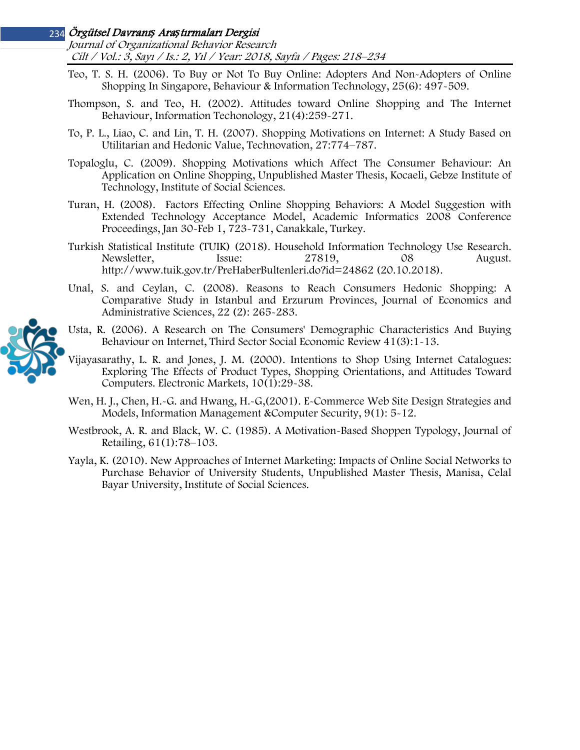Teo, T. S. H. (2006). To Buy or Not To Buy Online: Adopters And Non-Adopters of Online Shopping In Singapore, Behaviour & Information Technology, 25(6): 497-509.

Thompson, S. and Teo, H. (2002). Attitudes toward Online Shopping and The Internet Behaviour, Information Techonology, 21(4):259-271.

To, P. L., Liao, C. and Lin, T. H. (2007). Shopping Motivations on Internet: A Study Based on Utilitarian and Hedonic Value, Technovation, 27:774–787.

Topaloglu, C. (2009). Shopping Motivations which Affect The Consumer Behaviour: An Application on Online Shopping, Unpublished Master Thesis, Kocaeli, Gebze Institute of Technology, Institute of Social Sciences.

Turan, H. (2008). Factors Effecting Online Shopping Behaviors: A Model Suggestion with Extended Technology Acceptance Model, Academic Informatics 2008 Conference Proceedings, Jan 30-Feb 1, 723-731, Canakkale, Turkey.

Turkish Statistical Institute (TUIK) (2018). Household Information Technology Use Research. Newsletter, Issue: 27819, 08 August. http://www.tuik.gov.tr/PreHaberBultenleri.do?id=24862 (20.10.2018).

Unal, S. and Ceylan, C. (2008). Reasons to Reach Consumers Hedonic Shopping: A Comparative Study in Istanbul and Erzurum Provinces, Journal of Economics and Administrative Sciences, 22 (2): 265-283.

Usta, R. (2006). A Research on The Consumers' Demographic Characteristics And Buying Behaviour on Internet, Third Sector Social Economic Review 41(3):1-13.

Vijayasarathy, L. R. and Jones, J. M. (2000). Intentions to Shop Using Internet Catalogues: Exploring The Effects of Product Types, Shopping Orientations, and Attitudes Toward Computers. Electronic Markets, 10(1):29-38.

Wen, H. J., Chen, H.-G. and Hwang, H.-G,(2001). E-Commerce Web Site Design Strategies and Models, Information Management &Computer Security, 9(1): 5-12.

Westbrook, A. R. and Black, W. C. (1985). A Motivation-Based Shoppen Typology, Journal of Retailing, 61(1):78–103.

Yayla, K. (2010). New Approaches of Internet Marketing: Impacts of Online Social Networks to Purchase Behavior of University Students, Unpublished Master Thesis, Manisa, Celal Bayar University, Institute of Social Sciences.